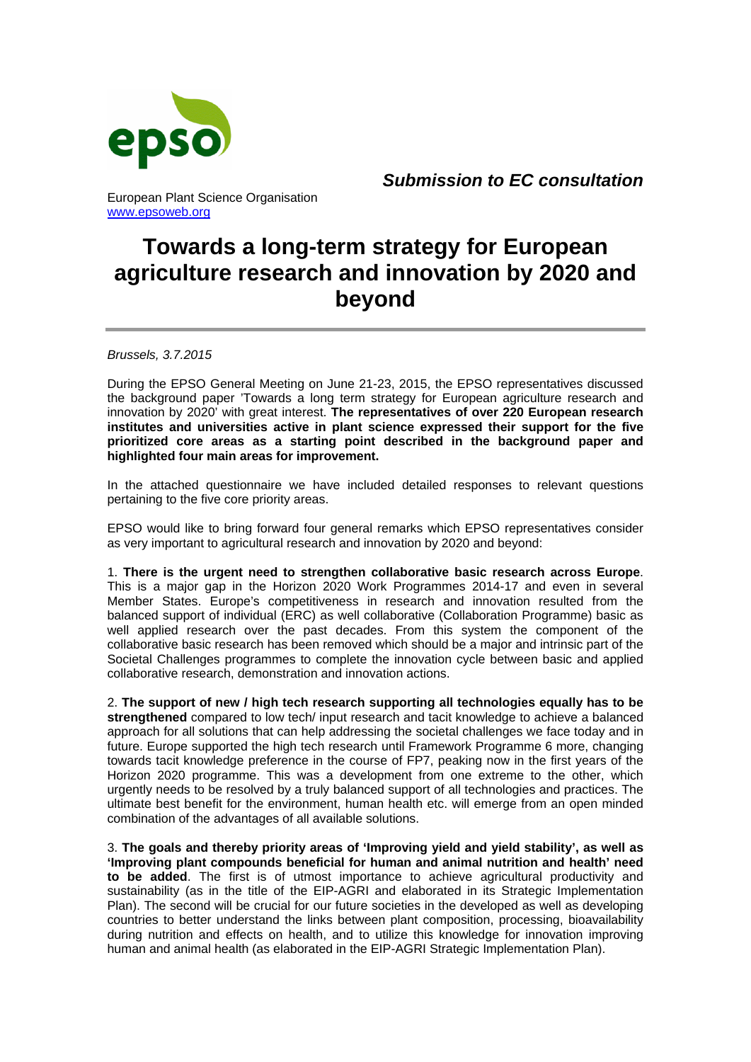epso

***Submission to EC consultation***

European Plant Science Organisation
www.epsoweb.org

# Towards a long-term strategy for European agriculture research and innovation by 2020 and beyond

*Brussels, 3.7.2015*

During the EPSO General Meeting on June 21-23, 2015, the EPSO representatives discussed the background paper 'Towards a long term strategy for European agriculture research and innovation by 2020' with great interest. **The representatives of over 220 European research institutes and universities active in plant science expressed their support for the five prioritized core areas as a starting point described in the background paper and highlighted four main areas for improvement.**

In the attached questionnaire we have included detailed responses to relevant questions pertaining to the five core priority areas.

EPSO would like to bring forward four general remarks which EPSO representatives consider as very important to agricultural research and innovation by 2020 and beyond:

1. **There is the urgent need to strengthen collaborative basic research across Europe**. This is a major gap in the Horizon 2020 Work Programmes 2014-17 and even in several Member States. Europe's competitiveness in research and innovation resulted from the balanced support of individual (ERC) as well collaborative (Collaboration Programme) basic as well applied research over the past decades. From this system the component of the collaborative basic research has been removed which should be a major and intrinsic part of the Societal Challenges programmes to complete the innovation cycle between basic and applied collaborative research, demonstration and innovation actions.

2. **The support of new / high tech research supporting all technologies equally has to be strengthened** compared to low tech/ input research and tacit knowledge to achieve a balanced approach for all solutions that can help addressing the societal challenges we face today and in future. Europe supported the high tech research until Framework Programme 6 more, changing towards tacit knowledge preference in the course of FP7, peaking now in the first years of the Horizon 2020 programme. This was a development from one extreme to the other, which urgently needs to be resolved by a truly balanced support of all technologies and practices. The ultimate best benefit for the environment, human health etc. will emerge from an open minded combination of the advantages of all available solutions.

3. **The goals and thereby priority areas of 'Improving yield and yield stability', as well as 'Improving plant compounds beneficial for human and animal nutrition and health' need to be added**. The first is of utmost importance to achieve agricultural productivity and sustainability (as in the title of the EIP-AGRI and elaborated in its Strategic Implementation Plan). The second will be crucial for our future societies in the developed as well as developing countries to better understand the links between plant composition, processing, bioavailability during nutrition and effects on health, and to utilize this knowledge for innovation improving human and animal health (as elaborated in the EIP-AGRI Strategic Implementation Plan).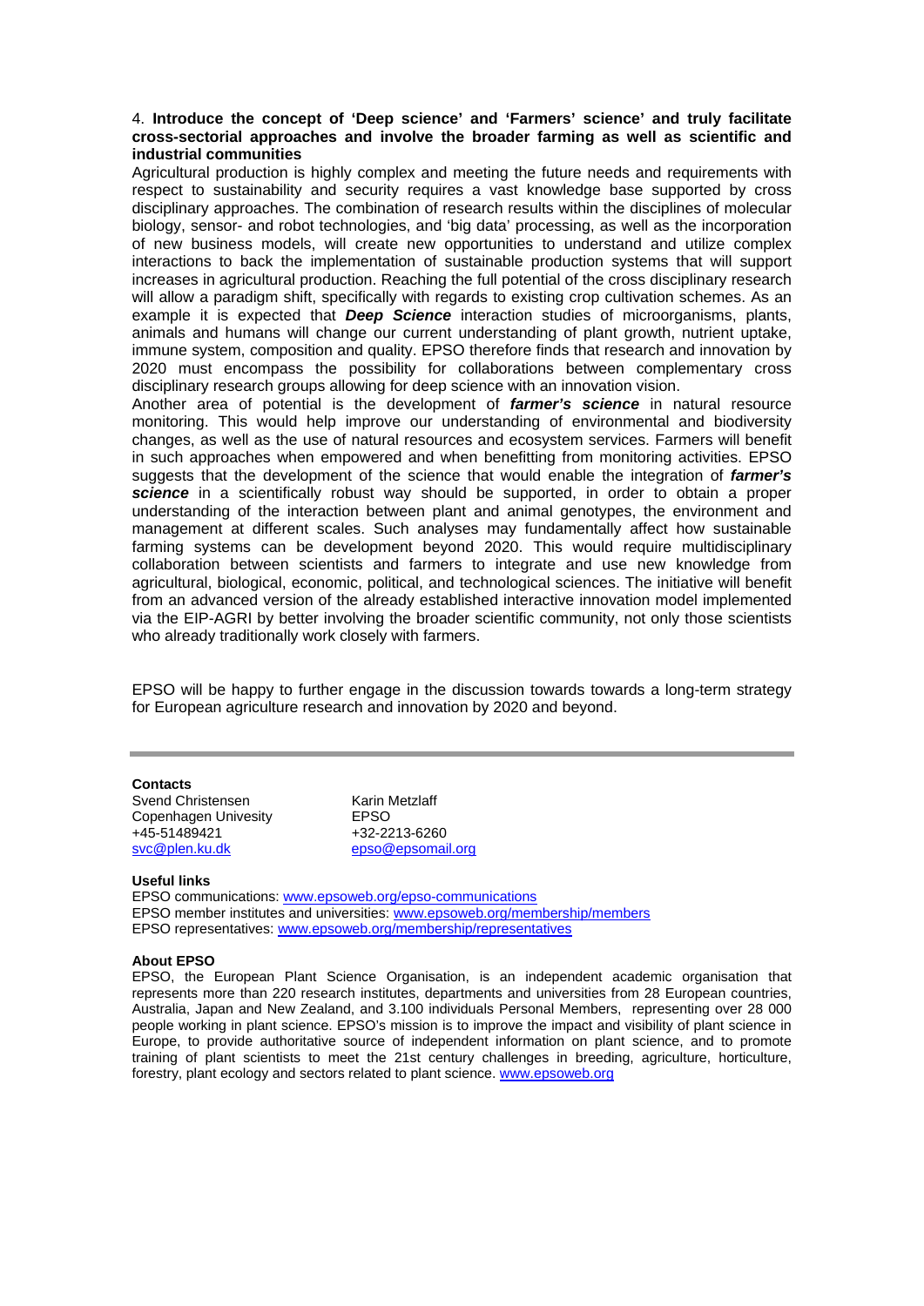4. **Introduce the concept of 'Deep science' and 'Farmers' science' and truly facilitate cross-sectorial approaches and involve the broader farming as well as scientific and industrial communities**

Agricultural production is highly complex and meeting the future needs and requirements with respect to sustainability and security requires a vast knowledge base supported by cross disciplinary approaches. The combination of research results within the disciplines of molecular biology, sensor- and robot technologies, and 'big data' processing, as well as the incorporation of new business models, will create new opportunities to understand and utilize complex interactions to back the implementation of sustainable production systems that will support increases in agricultural production. Reaching the full potential of the cross disciplinary research will allow a paradigm shift, specifically with regards to existing crop cultivation schemes. As an example it is expected that ***Deep Science*** interaction studies of microorganisms, plants, animals and humans will change our current understanding of plant growth, nutrient uptake, immune system, composition and quality. EPSO therefore finds that research and innovation by 2020 must encompass the possibility for collaborations between complementary cross disciplinary research groups allowing for deep science with an innovation vision.

Another area of potential is the development of ***farmer's science*** in natural resource monitoring. This would help improve our understanding of environmental and biodiversity changes, as well as the use of natural resources and ecosystem services. Farmers will benefit in such approaches when empowered and when benefitting from monitoring activities. EPSO suggests that the development of the science that would enable the integration of ***farmer's science*** in a scientifically robust way should be supported, in order to obtain a proper understanding of the interaction between plant and animal genotypes, the environment and management at different scales. Such analyses may fundamentally affect how sustainable farming systems can be development beyond 2020. This would require multidisciplinary collaboration between scientists and farmers to integrate and use new knowledge from agricultural, biological, economic, political, and technological sciences. The initiative will benefit from an advanced version of the already established interactive innovation model implemented via the EIP-AGRI by better involving the broader scientific community, not only those scientists who already traditionally work closely with farmers.

EPSO will be happy to further engage in the discussion towards towards a long-term strategy for European agriculture research and innovation by 2020 and beyond.

---

**Contacts**

Svend Christensen
Copenhagen Univesity
+45-51489421
svc@plen.ku.dk

Karin Metzlaff
EPSO
+32-2213-6260
epso@epsomail.org

**Useful links**

EPSO communications: www.epsoweb.org/epso-communications
EPSO member institutes and universities: www.epsoweb.org/membership/members
EPSO representatives: www.epsoweb.org/membership/representatives

**About EPSO**

EPSO, the European Plant Science Organisation, is an independent academic organisation that represents more than 220 research institutes, departments and universities from 28 European countries, Australia, Japan and New Zealand, and 3.100 individuals Personal Members, representing over 28 000 people working in plant science. EPSO's mission is to improve the impact and visibility of plant science in Europe, to provide authoritative source of independent information on plant science, and to promote training of plant scientists to meet the 21st century challenges in breeding, agriculture, horticulture, forestry, plant ecology and sectors related to plant science. www.epsoweb.org